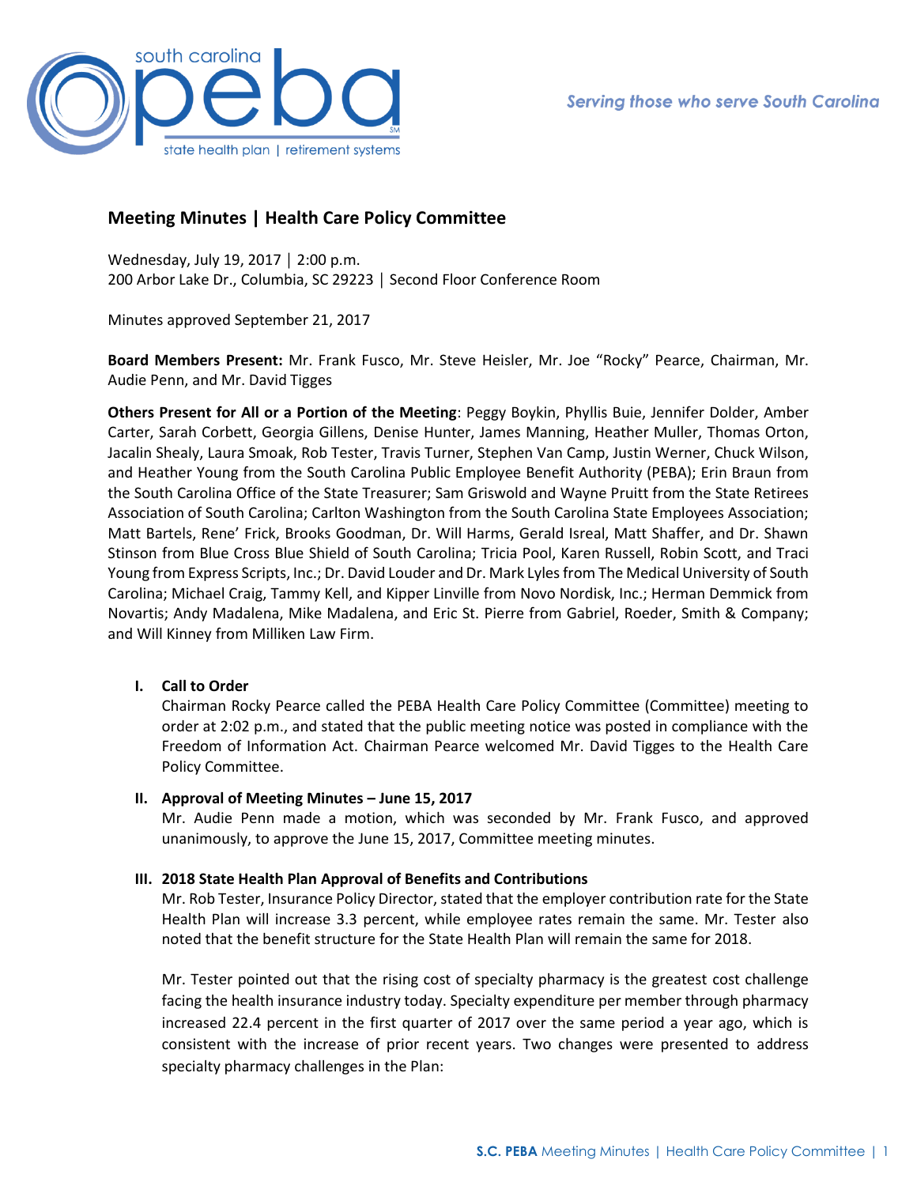## Meeting Minutes | Health Care Policy Committee

Wednesday, July 19, 2017 | 2:00 p.m.
200 Arbor Lake Dr., Columbia, SC 29223 | Second Floor Conference Room

Minutes approved September 21, 2017

**Board Members Present:** Mr. Frank Fusco, Mr. Steve Heisler, Mr. Joe "Rocky" Pearce, Chairman, Mr. Audie Penn, and Mr. David Tigges

**Others Present for All or a Portion of the Meeting**: Peggy Boykin, Phyllis Buie, Jennifer Dolder, Amber Carter, Sarah Corbett, Georgia Gillens, Denise Hunter, James Manning, Heather Muller, Thomas Orton, Jacalin Shealy, Laura Smoak, Rob Tester, Travis Turner, Stephen Van Camp, Justin Werner, Chuck Wilson, and Heather Young from the South Carolina Public Employee Benefit Authority (PEBA); Erin Braun from the South Carolina Office of the State Treasurer; Sam Griswold and Wayne Pruitt from the State Retirees Association of South Carolina; Carlton Washington from the South Carolina State Employees Association; Matt Bartels, Rene' Frick, Brooks Goodman, Dr. Will Harms, Gerald Isreal, Matt Shaffer, and Dr. Shawn Stinson from Blue Cross Blue Shield of South Carolina; Tricia Pool, Karen Russell, Robin Scott, and Traci Young from Express Scripts, Inc.; Dr. David Louder and Dr. Mark Lyles from The Medical University of South Carolina; Michael Craig, Tammy Kell, and Kipper Linville from Novo Nordisk, Inc.; Herman Demmick from Novartis; Andy Madalena, Mike Madalena, and Eric St. Pierre from Gabriel, Roeder, Smith & Company; and Will Kinney from Milliken Law Firm.

### I. Call to Order

Chairman Rocky Pearce called the PEBA Health Care Policy Committee (Committee) meeting to order at 2:02 p.m., and stated that the public meeting notice was posted in compliance with the Freedom of Information Act. Chairman Pearce welcomed Mr. David Tigges to the Health Care Policy Committee.

### II. Approval of Meeting Minutes – June 15, 2017

Mr. Audie Penn made a motion, which was seconded by Mr. Frank Fusco, and approved unanimously, to approve the June 15, 2017, Committee meeting minutes.

### III. 2018 State Health Plan Approval of Benefits and Contributions

Mr. Rob Tester, Insurance Policy Director, stated that the employer contribution rate for the State Health Plan will increase 3.3 percent, while employee rates remain the same. Mr. Tester also noted that the benefit structure for the State Health Plan will remain the same for 2018.

Mr. Tester pointed out that the rising cost of specialty pharmacy is the greatest cost challenge facing the health insurance industry today. Specialty expenditure per member through pharmacy increased 22.4 percent in the first quarter of 2017 over the same period a year ago, which is consistent with the increase of prior recent years. Two changes were presented to address specialty pharmacy challenges in the Plan: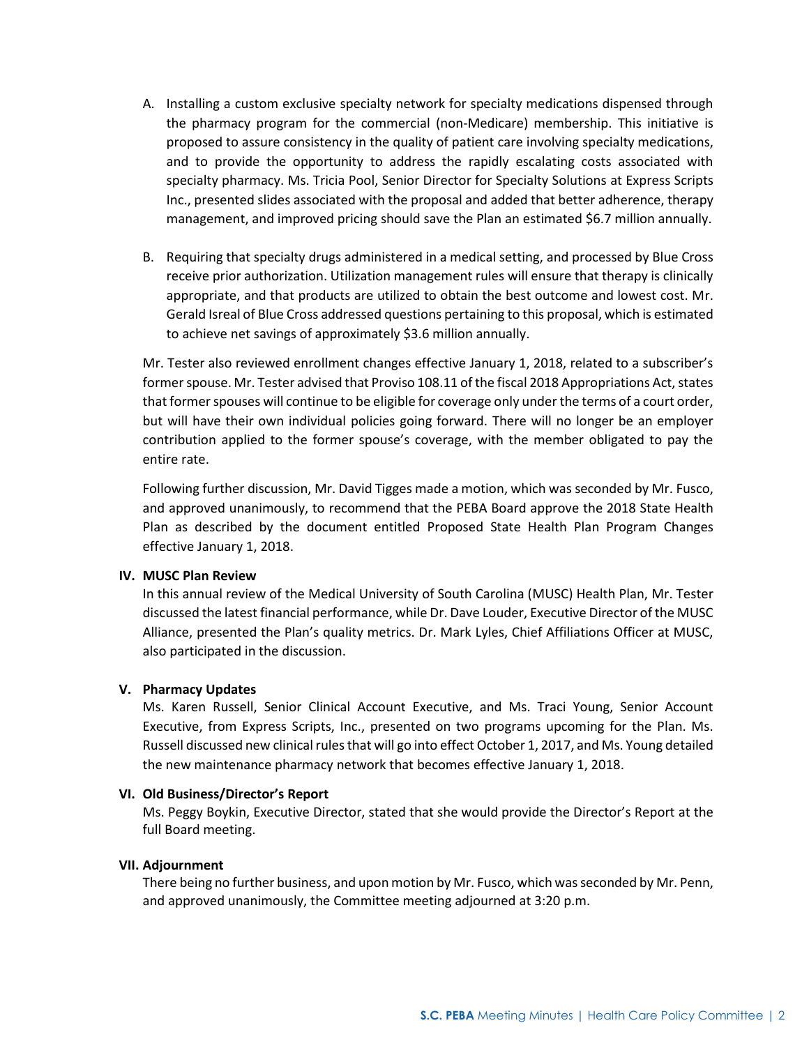A. Installing a custom exclusive specialty network for specialty medications dispensed through the pharmacy program for the commercial (non-Medicare) membership. This initiative is proposed to assure consistency in the quality of patient care involving specialty medications, and to provide the opportunity to address the rapidly escalating costs associated with specialty pharmacy. Ms. Tricia Pool, Senior Director for Specialty Solutions at Express Scripts Inc., presented slides associated with the proposal and added that better adherence, therapy management, and improved pricing should save the Plan an estimated $6.7 million annually.

B. Requiring that specialty drugs administered in a medical setting, and processed by Blue Cross receive prior authorization. Utilization management rules will ensure that therapy is clinically appropriate, and that products are utilized to obtain the best outcome and lowest cost. Mr. Gerald Isreal of Blue Cross addressed questions pertaining to this proposal, which is estimated to achieve net savings of approximately $3.6 million annually.

Mr. Tester also reviewed enrollment changes effective January 1, 2018, related to a subscriber's former spouse. Mr. Tester advised that Proviso 108.11 of the fiscal 2018 Appropriations Act, states that former spouses will continue to be eligible for coverage only under the terms of a court order, but will have their own individual policies going forward. There will no longer be an employer contribution applied to the former spouse's coverage, with the member obligated to pay the entire rate.

Following further discussion, Mr. David Tigges made a motion, which was seconded by Mr. Fusco, and approved unanimously, to recommend that the PEBA Board approve the 2018 State Health Plan as described by the document entitled Proposed State Health Plan Program Changes effective January 1, 2018.

**IV. MUSC Plan Review**

In this annual review of the Medical University of South Carolina (MUSC) Health Plan, Mr. Tester discussed the latest financial performance, while Dr. Dave Louder, Executive Director of the MUSC Alliance, presented the Plan's quality metrics. Dr. Mark Lyles, Chief Affiliations Officer at MUSC, also participated in the discussion.

**V. Pharmacy Updates**

Ms. Karen Russell, Senior Clinical Account Executive, and Ms. Traci Young, Senior Account Executive, from Express Scripts, Inc., presented on two programs upcoming for the Plan. Ms. Russell discussed new clinical rules that will go into effect October 1, 2017, and Ms. Young detailed the new maintenance pharmacy network that becomes effective January 1, 2018.

**VI. Old Business/Director's Report**

Ms. Peggy Boykin, Executive Director, stated that she would provide the Director's Report at the full Board meeting.

**VII. Adjournment**

There being no further business, and upon motion by Mr. Fusco, which was seconded by Mr. Penn, and approved unanimously, the Committee meeting adjourned at 3:20 p.m.